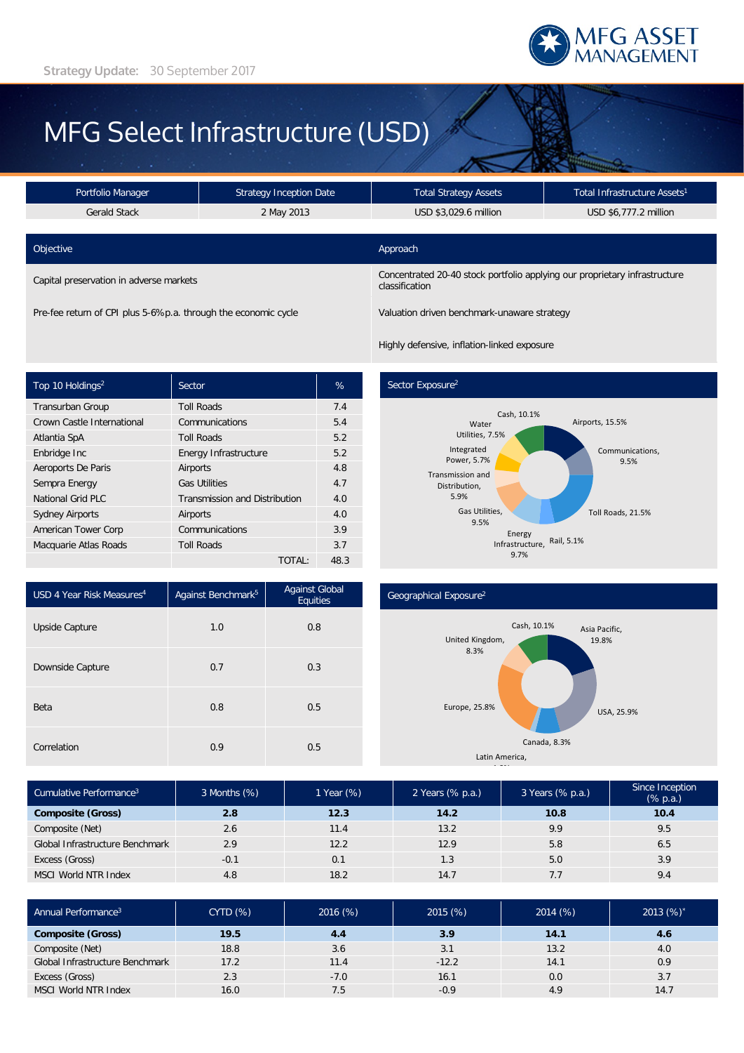MFG ASSET MANAGEMENT

**Strategy Update:** 30 September 2017

# MFG Select Infrastructure (USD)

| Portfolio Manager | Strategy Inception Date | Total Strategy Assets | Total Infrastructure Assets[1] |
|---|---|---|---|
| Gerald Stack | 2 May 2013 | USD $3,029.6 million | USD $6,777.2 million |

| Objective | Approach |
|---|---|
| Capital preservation in adverse markets | Concentrated 20-40 stock portfolio applying our proprietary infrastructure classification |
| Pre-fee return of CPI plus 5-6% p.a. through the economic cycle | Valuation driven benchmark-unaware strategy |
| | Highly defensive, inflation-linked exposure |

| Top 10 Holdings[2] | Sector | % |
|---|---|---|
| Transurban Group | Toll Roads | 7.4 |
| Crown Castle International | Communications | 5.4 |
| Atlantia SpA | Toll Roads | 5.2 |
| Enbridge Inc | Energy Infrastructure | 5.2 |
| Aeroports De Paris | Airports | 4.8 |
| Sempra Energy | Gas Utilities | 4.7 |
| National Grid PLC | Transmission and Distribution | 4.0 |
| Sydney Airports | Airports | 4.0 |
| American Tower Corp | Communications | 3.9 |
| Macquarie Atlas Roads | Toll Roads | 3.7 |
| | TOTAL: | 48.3 |

**Sector Exposure[2]**

Cash, 10.1%; Airports, 15.5%; Communications, 9.5%; Toll Roads, 21.5%; Rail, 5.1%; Energy Infrastructure, 9.7%; Gas Utilities, 9.5%; Transmission and Distribution, 5.9%; Integrated Power, 5.7%; Water Utilities, 7.5%

| USD 4 Year Risk Measures[4] | Against Benchmark[5] | Against Global Equities |
|---|---|---|
| Upside Capture | 1.0 | 0.8 |
| Downside Capture | 0.7 | 0.3 |
| Beta | 0.8 | 0.5 |
| Correlation | 0.9 | 0.5 |

**Geographical Exposure[2]**

Cash, 10.1%; Asia Pacific, 19.8%; USA, 25.9%; Canada, 8.3%; Latin America, 1.8%; Europe, 25.8%; United Kingdom, 8.3%

| Cumulative Performance[3] | 3 Months (%) | 1 Year (%) | 2 Years (% p.a.) | 3 Years (% p.a.) | Since Inception (% p.a.) |
|---|---|---|---|---|---|
| **Composite (Gross)** | **2.8** | **12.3** | **14.2** | **10.8** | **10.4** |
| Composite (Net) | 2.6 | 11.4 | 13.2 | 9.9 | 9.5 |
| Global Infrastructure Benchmark | 2.9 | 12.2 | 12.9 | 5.8 | 6.5 |
| Excess (Gross) | -0.1 | 0.1 | 1.3 | 5.0 | 3.9 |
| MSCI World NTR Index | 4.8 | 18.2 | 14.7 | 7.7 | 9.4 |

| Annual Performance[3] | CYTD (%) | 2016 (%) | 2015 (%) | 2014 (%) | 2013 (%)* |
|---|---|---|---|---|---|
| **Composite (Gross)** | **19.5** | **4.4** | **3.9** | **14.1** | **4.6** |
| Composite (Net) | 18.8 | 3.6 | 3.1 | 13.2 | 4.0 |
| Global Infrastructure Benchmark | 17.2 | 11.4 | -12.2 | 14.1 | 0.9 |
| Excess (Gross) | 2.3 | -7.0 | 16.1 | 0.0 | 3.7 |
| MSCI World NTR Index | 16.0 | 7.5 | -0.9 | 4.9 | 14.7 |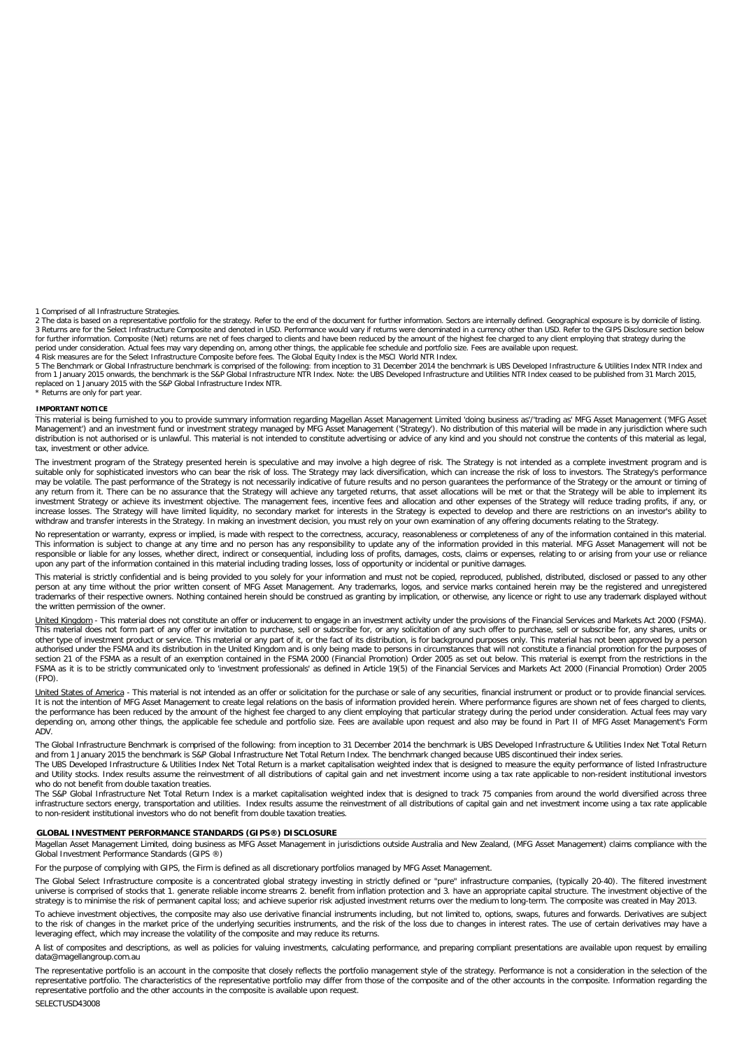1 Comprised of all Infrastructure Strategies.
2 The data is based on a representative portfolio for the strategy. Refer to the end of the document for further information. Sectors are internally defined. Geographical exposure is by domicile of listing.
3 Returns are for the Select Infrastructure Composite and denoted in USD. Performance would vary if returns were denominated in a currency other than USD. Refer to the GIPS Disclosure section below for further information. Composite (Net) returns are net of fees charged to clients and have been reduced by the amount of the highest fee charged to any client employing that strategy during the period under consideration. Actual fees may vary depending on, among other things, the applicable fee schedule and portfolio size. Fees are available upon request.
4 Risk measures are for the Select Infrastructure Composite before fees. The Global Equity Index is the MSCI World NTR Index.
5 The Benchmark or Global Infrastructure benchmark is comprised of the following: from inception to 31 December 2014 the benchmark is UBS Developed Infrastructure & Utilities Index NTR Index and from 1 January 2015 onwards, the benchmark is the S&P Global Infrastructure NTR Index. Note: the UBS Developed Infrastructure and Utilities NTR Index ceased to be published from 31 March 2015, replaced on 1 January 2015 with the S&P Global Infrastructure Index NTR.
* Returns are only for part year.

## IMPORTANT NOTICE

This material is being furnished to you to provide summary information regarding Magellan Asset Management Limited 'doing business as'/'trading as' MFG Asset Management ('MFG Asset Management') and an investment fund or investment strategy managed by MFG Asset Management ('Strategy'). No distribution of this material will be made in any jurisdiction where such distribution is not authorised or is unlawful. This material is not intended to constitute advertising or advice of any kind and you should not construe the contents of this material as legal, tax, investment or other advice.

The investment program of the Strategy presented herein is speculative and may involve a high degree of risk. The Strategy is not intended as a complete investment program and is suitable only for sophisticated investors who can bear the risk of loss. The Strategy may lack diversification, which can increase the risk of loss to investors. The Strategy's performance may be volatile. The past performance of the Strategy is not necessarily indicative of future results and no person guarantees the performance of the Strategy or the amount or timing of any return from it. There can be no assurance that the Strategy will achieve any targeted returns, that asset allocations will be met or that the Strategy will be able to implement its investment Strategy or achieve its investment objective. The management fees, incentive fees and allocation and other expenses of the Strategy will reduce trading profits, if any, or increase losses. The Strategy will have limited liquidity, no secondary market for interests in the Strategy is expected to develop and there are restrictions on an investor's ability to withdraw and transfer interests in the Strategy. In making an investment decision, you must rely on your own examination of any offering documents relating to the Strategy.

No representation or warranty, express or implied, is made with respect to the correctness, accuracy, reasonableness or completeness of any of the information contained in this material. This information is subject to change at any time and no person has any responsibility to update any of the information provided in this material. MFG Asset Management will not be responsible or liable for any losses, whether direct, indirect or consequential, including loss of profits, damages, costs, claims or expenses, relating to or arising from your use or reliance upon any part of the information contained in this material including trading losses, loss of opportunity or incidental or punitive damages.

This material is strictly confidential and is being provided to you solely for your information and must not be copied, reproduced, published, distributed, disclosed or passed to any other person at any time without the prior written consent of MFG Asset Management. Any trademarks, logos, and service marks contained herein may be the registered and unregistered trademarks of their respective owners. Nothing contained herein should be construed as granting by implication, or otherwise, any licence or right to use any trademark displayed without the written permission of the owner.

United Kingdom - This material does not constitute an offer or inducement to engage in an investment activity under the provisions of the Financial Services and Markets Act 2000 (FSMA). This material does not form part of any offer or invitation to purchase, sell or subscribe for, or any solicitation of any such offer to purchase, sell or subscribe for, any shares, units or other type of investment product or service. This material or any part of it, or the fact of its distribution, is for background purposes only. This material has not been approved by a person authorised under the FSMA and its distribution in the United Kingdom and is only being made to persons in circumstances that will not constitute a financial promotion for the purposes of section 21 of the FSMA as a result of an exemption contained in the FSMA 2000 (Financial Promotion) Order 2005 as set out below. This material is exempt from the restrictions in the FSMA as it is to be strictly communicated only to 'investment professionals' as defined in Article 19(5) of the Financial Services and Markets Act 2000 (Financial Promotion) Order 2005 (FPO).

United States of America - This material is not intended as an offer or solicitation for the purchase or sale of any securities, financial instrument or product or to provide financial services. It is not the intention of MFG Asset Management to create legal relations on the basis of information provided herein. Where performance figures are shown net of fees charged to clients, the performance has been reduced by the amount of the highest fee charged to any client employing that particular strategy during the period under consideration. Actual fees may vary depending on, among other things, the applicable fee schedule and portfolio size. Fees are available upon request and also may be found in Part II of MFG Asset Management's Form ADV.

The Global Infrastructure Benchmark is comprised of the following: from inception to 31 December 2014 the benchmark is UBS Developed Infrastructure & Utilities Index Net Total Return and from 1 January 2015 the benchmark is S&P Global Infrastructure Net Total Return Index. The benchmark changed because UBS discontinued their index series.
The UBS Developed Infrastructure & Utilities Index Net Total Return is a market capitalisation weighted index that is designed to measure the equity performance of listed Infrastructure and Utility stocks. Index results assume the reinvestment of all distributions of capital gain and net investment income using a tax rate applicable to non-resident institutional investors who do not benefit from double taxation treaties.
The S&P Global Infrastructure Net Total Return Index is a market capitalisation weighted index that is designed to track 75 companies from around the world diversified across three infrastructure sectors energy, transportation and utilities. Index results assume the reinvestment of all distributions of capital gain and net investment income using a tax rate applicable to non-resident institutional investors who do not benefit from double taxation treaties.

## GLOBAL INVESTMENT PERFORMANCE STANDARDS (GIPS®) DISCLOSURE

Magellan Asset Management Limited, doing business as MFG Asset Management in jurisdictions outside Australia and New Zealand, (MFG Asset Management) claims compliance with the Global Investment Performance Standards (GIPS ®)

For the purpose of complying with GIPS, the Firm is defined as all discretionary portfolios managed by MFG Asset Management.

The Global Select Infrastructure composite is a concentrated global strategy investing in strictly defined or "pure" infrastructure companies, (typically 20-40). The filtered investment universe is comprised of stocks that 1. generate reliable income streams 2. benefit from inflation protection and 3. have an appropriate capital structure. The investment objective of the strategy is to minimise the risk of permanent capital loss; and achieve superior risk adjusted investment returns over the medium to long-term. The composite was created in May 2013.

To achieve investment objectives, the composite may also use derivative financial instruments including, but not limited to, options, swaps, futures and forwards. Derivatives are subject to the risk of changes in the market price of the underlying securities instruments, and the risk of the loss due to changes in interest rates. The use of certain derivatives may have a leveraging effect, which may increase the volatility of the composite and may reduce its returns.

A list of composites and descriptions, as well as policies for valuing investments, calculating performance, and preparing compliant presentations are available upon request by emailing data@magellangroup.com.au

The representative portfolio is an account in the composite that closely reflects the portfolio management style of the strategy. Performance is not a consideration in the selection of the representative portfolio. The characteristics of the representative portfolio may differ from those of the composite and of the other accounts in the composite. Information regarding the representative portfolio and the other accounts in the composite is available upon request.

SELECTUSD43008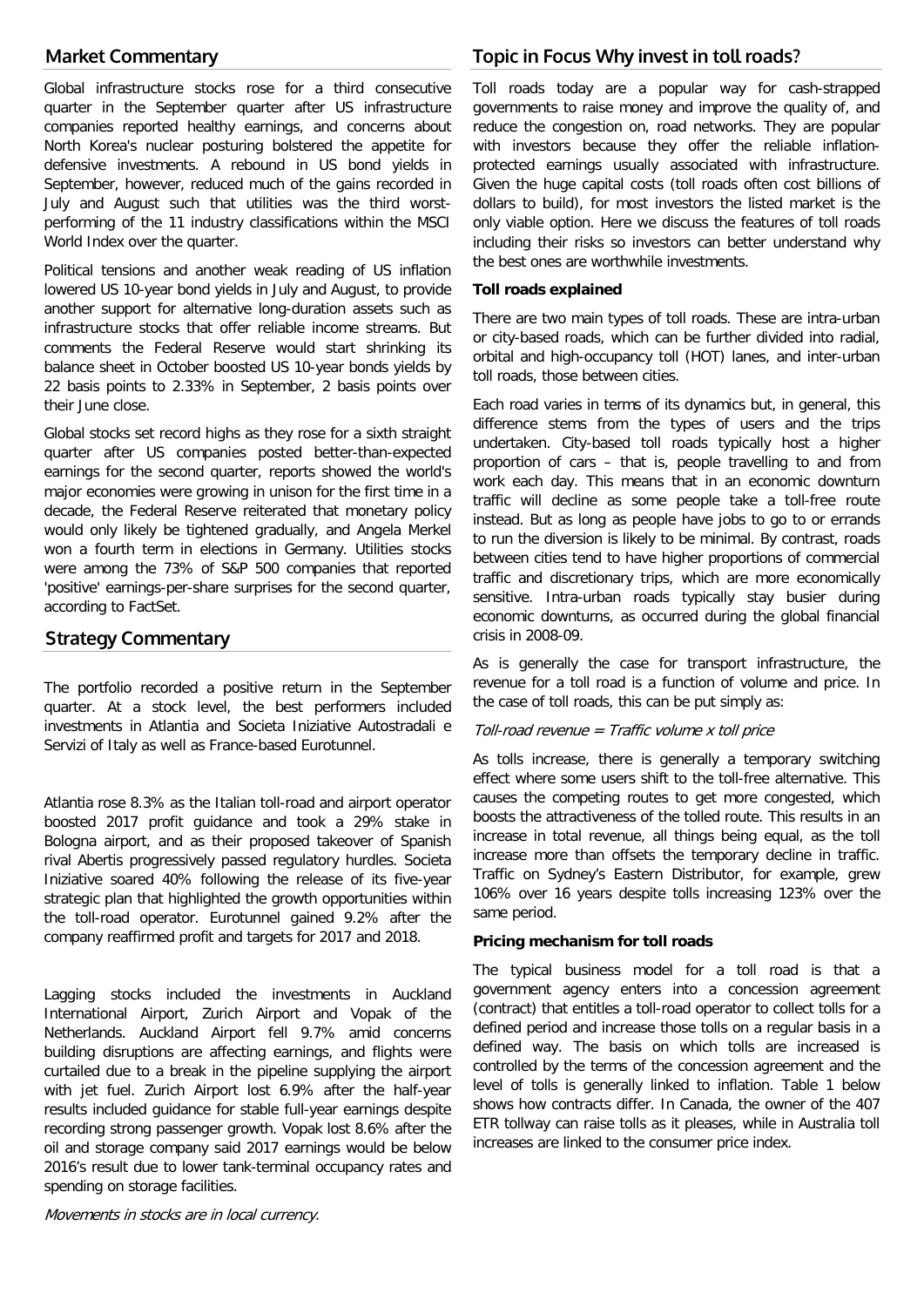## Market Commentary

Global infrastructure stocks rose for a third consecutive quarter in the September quarter after US infrastructure companies reported healthy earnings, and concerns about North Korea's nuclear posturing bolstered the appetite for defensive investments. A rebound in US bond yields in September, however, reduced much of the gains recorded in July and August such that utilities was the third worst-performing of the 11 industry classifications within the MSCI World Index over the quarter.

Political tensions and another weak reading of US inflation lowered US 10-year bond yields in July and August, to provide another support for alternative long-duration assets such as infrastructure stocks that offer reliable income streams. But comments the Federal Reserve would start shrinking its balance sheet in October boosted US 10-year bonds yields by 22 basis points to 2.33% in September, 2 basis points over their June close.

Global stocks set record highs as they rose for a sixth straight quarter after US companies posted better-than-expected earnings for the second quarter, reports showed the world's major economies were growing in unison for the first time in a decade, the Federal Reserve reiterated that monetary policy would only likely be tightened gradually, and Angela Merkel won a fourth term in elections in Germany. Utilities stocks were among the 73% of S&P 500 companies that reported 'positive' earnings-per-share surprises for the second quarter, according to FactSet.

## Strategy Commentary

The portfolio recorded a positive return in the September quarter. At a stock level, the best performers included investments in Atlantia and Societa Iniziative Autostradali e Servizi of Italy as well as France-based Eurotunnel.

Atlantia rose 8.3% as the Italian toll-road and airport operator boosted 2017 profit guidance and took a 29% stake in Bologna airport, and as their proposed takeover of Spanish rival Abertis progressively passed regulatory hurdles. Societa Iniziative soared 40% following the release of its five-year strategic plan that highlighted the growth opportunities within the toll-road operator. Eurotunnel gained 9.2% after the company reaffirmed profit and targets for 2017 and 2018.

Lagging stocks included the investments in Auckland International Airport, Zurich Airport and Vopak of the Netherlands. Auckland Airport fell 9.7% amid concerns building disruptions are affecting earnings, and flights were curtailed due to a break in the pipeline supplying the airport with jet fuel. Zurich Airport lost 6.9% after the half-year results included guidance for stable full-year earnings despite recording strong passenger growth. Vopak lost 8.6% after the oil and storage company said 2017 earnings would be below 2016's result due to lower tank-terminal occupancy rates and spending on storage facilities.

*Movements in stocks are in local currency.*

## Topic in Focus Why invest in toll roads?

Toll roads today are a popular way for cash-strapped governments to raise money and improve the quality of, and reduce the congestion on, road networks. They are popular with investors because they offer the reliable inflation-protected earnings usually associated with infrastructure. Given the huge capital costs (toll roads often cost billions of dollars to build), for most investors the listed market is the only viable option. Here we discuss the features of toll roads including their risks so investors can better understand why the best ones are worthwhile investments.

**Toll roads explained**

There are two main types of toll roads. These are intra-urban or city-based roads, which can be further divided into radial, orbital and high-occupancy toll (HOT) lanes, and inter-urban toll roads, those between cities.

Each road varies in terms of its dynamics but, in general, this difference stems from the types of users and the trips undertaken. City-based toll roads typically host a higher proportion of cars – that is, people travelling to and from work each day. This means that in an economic downturn traffic will decline as some people take a toll-free route instead. But as long as people have jobs to go to or errands to run the diversion is likely to be minimal. By contrast, roads between cities tend to have higher proportions of commercial traffic and discretionary trips, which are more economically sensitive. Intra-urban roads typically stay busier during economic downturns, as occurred during the global financial crisis in 2008-09.

As is generally the case for transport infrastructure, the revenue for a toll road is a function of volume and price. In the case of toll roads, this can be put simply as:

*Toll-road revenue = Traffic volume x toll price*

As tolls increase, there is generally a temporary switching effect where some users shift to the toll-free alternative. This causes the competing routes to get more congested, which boosts the attractiveness of the tolled route. This results in an increase in total revenue, all things being equal, as the toll increase more than offsets the temporary decline in traffic. Traffic on Sydney's Eastern Distributor, for example, grew 106% over 16 years despite tolls increasing 123% over the same period.

**Pricing mechanism for toll roads**

The typical business model for a toll road is that a government agency enters into a concession agreement (contract) that entitles a toll-road operator to collect tolls for a defined period and increase those tolls on a regular basis in a defined way. The basis on which tolls are increased is controlled by the terms of the concession agreement and the level of tolls is generally linked to inflation. Table 1 below shows how contracts differ. In Canada, the owner of the 407 ETR tollway can raise tolls as it pleases, while in Australia toll increases are linked to the consumer price index.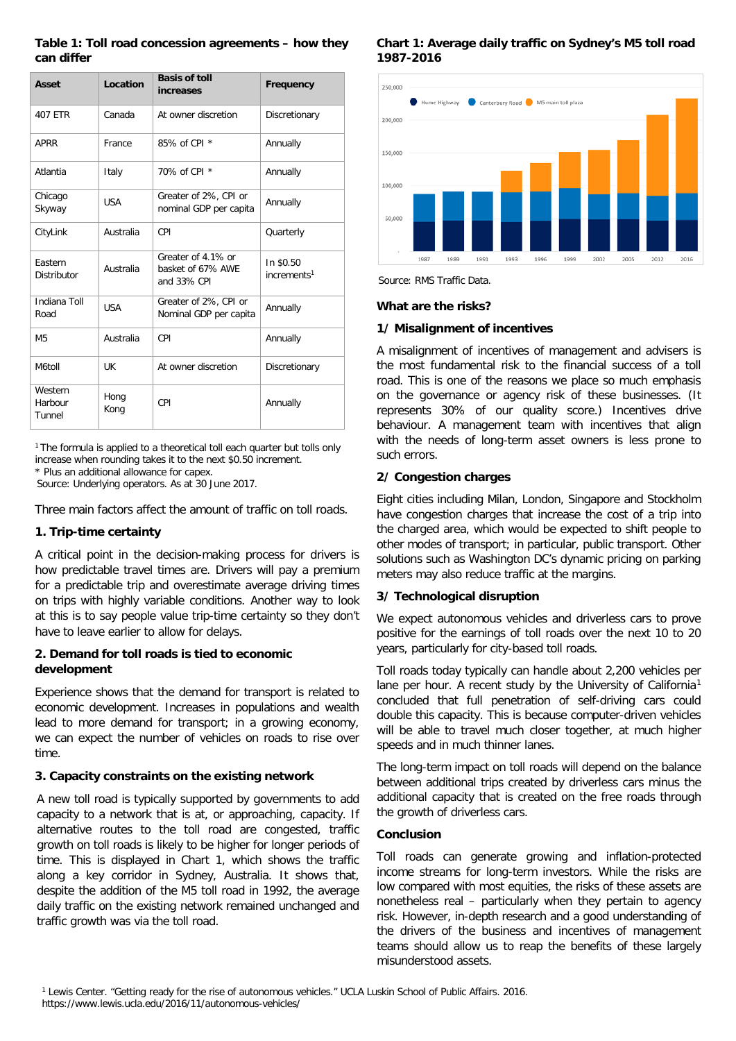**Table 1: Toll road concession agreements – how they can differ**

| Asset | Location | Basis of toll increases | Frequency |
|---|---|---|---|
| 407 ETR | Canada | At owner discretion | Discretionary |
| APRR | France | 85% of CPI * | Annually |
| Atlantia | Italy | 70% of CPI * | Annually |
| Chicago Skyway | USA | Greater of 2%, CPI or nominal GDP per capita | Annually |
| CityLink | Australia | CPI | Quarterly |
| Eastern Distributor | Australia | Greater of 4.1% or basket of 67% AWE and 33% CPI | In $0.50 increments[1] |
| Indiana Toll Road | USA | Greater of 2%, CPI or Nominal GDP per capita | Annually |
| M5 | Australia | CPI | Annually |
| M6toll | UK | At owner discretion | Discretionary |
| Western Harbour Tunnel | Hong Kong | CPI | Annually |

[1] The formula is applied to a theoretical toll each quarter but tolls only increase when rounding takes it to the next $0.50 increment.
* Plus an additional allowance for capex.
Source: Underlying operators. As at 30 June 2017.

Three main factors affect the amount of traffic on toll roads.

### 1. Trip-time certainty

A critical point in the decision-making process for drivers is how predictable travel times are. Drivers will pay a premium for a predictable trip and overestimate average driving times on trips with highly variable conditions. Another way to look at this is to say people value trip-time certainty so they don't have to leave earlier to allow for delays.

### 2. Demand for toll roads is tied to economic development

Experience shows that the demand for transport is related to economic development. Increases in populations and wealth lead to more demand for transport; in a growing economy, we can expect the number of vehicles on roads to rise over time.

### 3. Capacity constraints on the existing network

A new toll road is typically supported by governments to add capacity to a network that is at, or approaching, capacity. If alternative routes to the toll road are congested, traffic growth on toll roads is likely to be higher for longer periods of time. This is displayed in Chart 1, which shows the traffic along a key corridor in Sydney, Australia. It shows that, despite the addition of the M5 toll road in 1992, the average daily traffic on the existing network remained unchanged and traffic growth was via the toll road.

**Chart 1: Average daily traffic on Sydney's M5 toll road 1987-2016**

Hume Highway
Canterbury Road
M5 main toll plaza

250,000
200,000
150,000
100,000
50,000
-

1987 1989 1991 1993 1996 1999 2002 2005 2012 2016

Source: RMS Traffic Data.

### What are the risks?

### 1/ Misalignment of incentives

A misalignment of incentives of management and advisers is the most fundamental risk to the financial success of a toll road. This is one of the reasons we place so much emphasis on the governance or agency risk of these businesses. (It represents 30% of our quality score.) Incentives drive behaviour. A management team with incentives that align with the needs of long-term asset owners is less prone to such errors.

### 2/ Congestion charges

Eight cities including Milan, London, Singapore and Stockholm have congestion charges that increase the cost of a trip into the charged area, which would be expected to shift people to other modes of transport; in particular, public transport. Other solutions such as Washington DC's dynamic pricing on parking meters may also reduce traffic at the margins.

### 3/ Technological disruption

We expect autonomous vehicles and driverless cars to prove positive for the earnings of toll roads over the next 10 to 20 years, particularly for city-based toll roads.

Toll roads today typically can handle about 2,200 vehicles per lane per hour. A recent study by the University of California[1] concluded that full penetration of self-driving cars could double this capacity. This is because computer-driven vehicles will be able to travel much closer together, at much higher speeds and in much thinner lanes.

The long-term impact on toll roads will depend on the balance between additional trips created by driverless cars minus the additional capacity that is created on the free roads through the growth of driverless cars.

### Conclusion

Toll roads can generate growing and inflation-protected income streams for long-term investors. While the risks are low compared with most equities, the risks of these assets are nonetheless real – particularly when they pertain to agency risk. However, in-depth research and a good understanding of the drivers of the business and incentives of management teams should allow us to reap the benefits of these largely misunderstood assets.

[1] Lewis Center. "Getting ready for the rise of autonomous vehicles." UCLA Luskin School of Public Affairs. 2016. https://www.lewis.ucla.edu/2016/11/autonomous-vehicles/